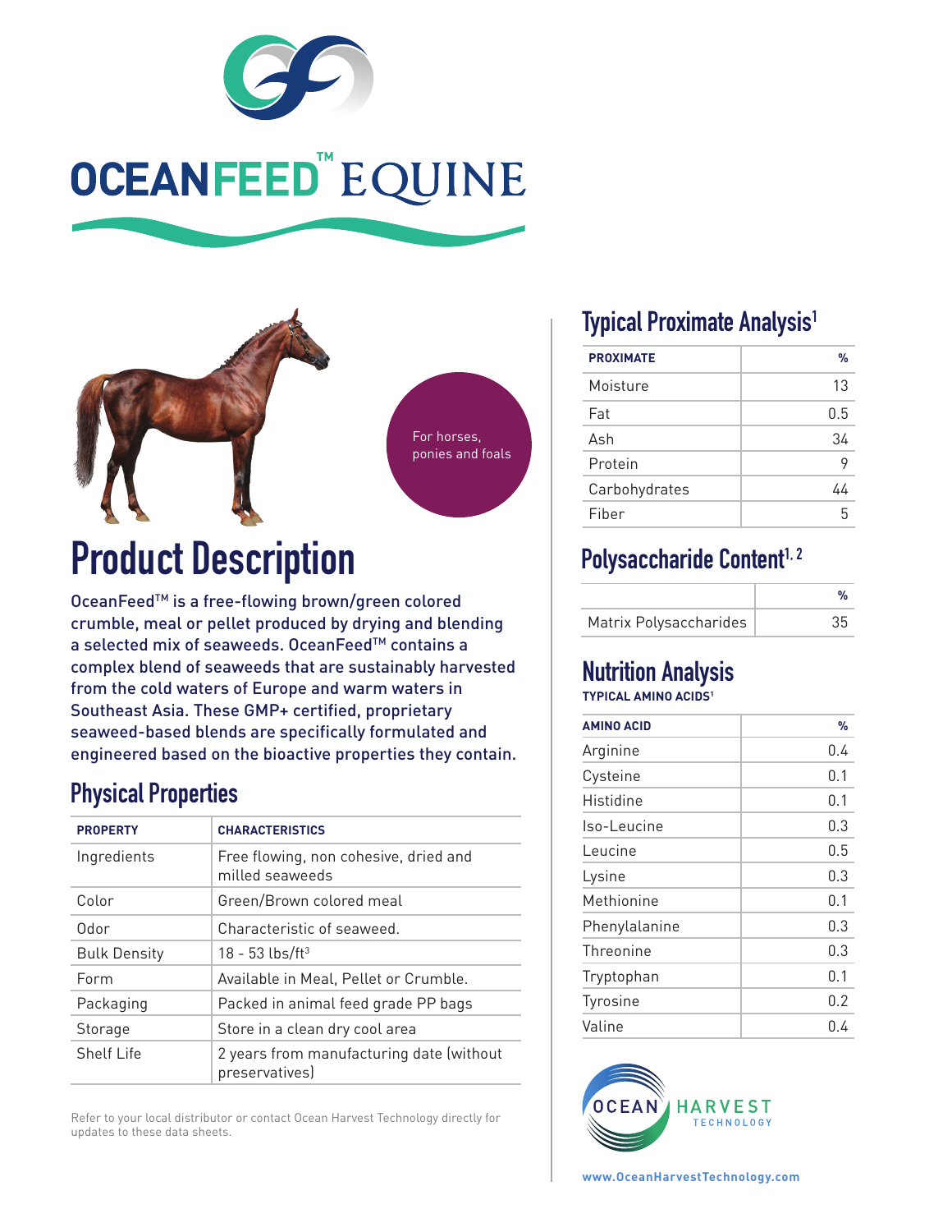# OCEANFEED™ EQUINE

For horses, ponies and foals

## Product Description

OceanFeed™ is a free-flowing brown/green colored crumble, meal or pellet produced by drying and blending a selected mix of seaweeds. OceanFeed™ contains a complex blend of seaweeds that are sustainably harvested from the cold waters of Europe and warm waters in Southeast Asia. These GMP+ certified, proprietary seaweed-based blends are specifically formulated and engineered based on the bioactive properties they contain.

## Physical Properties

| PROPERTY | CHARACTERISTICS |
|---|---|
| Ingredients | Free flowing, non cohesive, dried and milled seaweeds |
| Color | Green/Brown colored meal |
| Odor | Characteristic of seaweed. |
| Bulk Density | 18 - 53 lbs/ft$^3$ |
| Form | Available in Meal, Pellet or Crumble. |
| Packaging | Packed in animal feed grade PP bags |
| Storage | Store in a clean dry cool area |
| Shelf Life | 2 years from manufacturing date (without preservatives) |

Refer to your local distributor or contact Ocean Harvest Technology directly for updates to these data sheets.

## Typical Proximate Analysis[1]

| PROXIMATE | % |
|---|---|
| Moisture | 13 |
| Fat | 0.5 |
| Ash | 34 |
| Protein | 9 |
| Carbohydrates | 44 |
| Fiber | 5 |

## Polysaccharide Content[1, 2]

| | % |
|---|---|
| Matrix Polysaccharides | 35 |

## Nutrition Analysis

**TYPICAL AMINO ACIDS[1]**

| AMINO ACID | % |
|---|---|
| Arginine | 0.4 |
| Cysteine | 0.1 |
| Histidine | 0.1 |
| Iso-Leucine | 0.3 |
| Leucine | 0.5 |
| Lysine | 0.3 |
| Methionine | 0.1 |
| Phenylalanine | 0.3 |
| Threonine | 0.3 |
| Tryptophan | 0.1 |
| Tyrosine | 0.2 |
| Valine | 0.4 |

OCEAN HARVEST TECHNOLOGY

www.OceanHarvestTechnology.com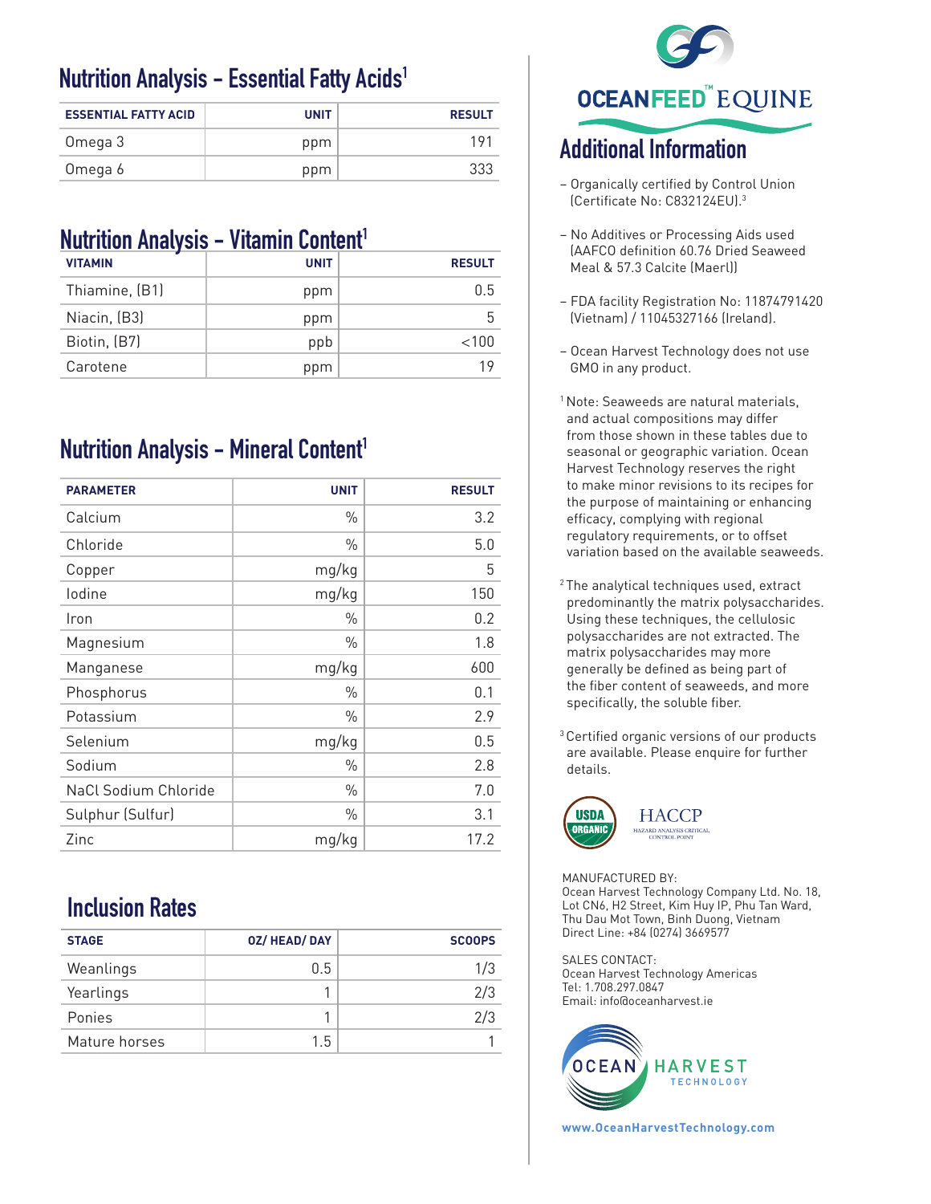## Nutrition Analysis – Essential Fatty Acids[1]

| ESSENTIAL FATTY ACID | UNIT | RESULT |
|---|---|---|
| Omega 3 | ppm | 191 |
| Omega 6 | ppm | 333 |

## Nutrition Analysis – Vitamin Content[1]

| VITAMIN | UNIT | RESULT |
|---|---|---|
| Thiamine, (B1) | ppm | 0.5 |
| Niacin, (B3) | ppm | 5 |
| Biotin, (B7) | ppb | <100 |
| Carotene | ppm | 19 |

## Nutrition Analysis – Mineral Content[1]

| PARAMETER | UNIT | RESULT |
|---|---|---|
| Calcium | % | 3.2 |
| Chloride | % | 5.0 |
| Copper | mg/kg | 5 |
| Iodine | mg/kg | 150 |
| Iron | % | 0.2 |
| Magnesium | % | 1.8 |
| Manganese | mg/kg | 600 |
| Phosphorus | % | 0.1 |
| Potassium | % | 2.9 |
| Selenium | mg/kg | 0.5 |
| Sodium | % | 2.8 |
| NaCl Sodium Chloride | % | 7.0 |
| Sulphur (Sulfur) | % | 3.1 |
| Zinc | mg/kg | 17.2 |

## Inclusion Rates

| STAGE | OZ/ HEAD/ DAY | SCOOPS |
|---|---|---|
| Weanlings | 0.5 | 1/3 |
| Yearlings | 1 | 2/3 |
| Ponies | 1 | 2/3 |
| Mature horses | 1.5 | 1 |

OCEANFEED™ EQUINE

## Additional Information

- Organically certified by Control Union (Certificate No: C832124EU).[3]
- No Additives or Processing Aids used (AAFCO definition 60.76 Dried Seaweed Meal & 57.3 Calcite (Maerl))
- FDA facility Registration No: 11874791420 (Vietnam) / 11045327166 (Ireland).
- Ocean Harvest Technology does not use GMO in any product.

[1] Note: Seaweeds are natural materials, and actual compositions may differ from those shown in these tables due to seasonal or geographic variation. Ocean Harvest Technology reserves the right to make minor revisions to its recipes for the purpose of maintaining or enhancing efficacy, complying with regional regulatory requirements, or to offset variation based on the available seaweeds.

[2] The analytical techniques used, extract predominantly the matrix polysaccharides. Using these techniques, the cellulosic polysaccharides are not extracted. The matrix polysaccharides may more generally be defined as being part of the fiber content of seaweeds, and more specifically, the soluble fiber.

[3] Certified organic versions of our products are available. Please enquire for further details.

USDA ORGANIC

HACCP
HAZARD ANALYSIS CRITICAL CONTROL POINT

MANUFACTURED BY:
Ocean Harvest Technology Company Ltd. No. 18, Lot CN6, H2 Street, Kim Huy IP, Phu Tan Ward, Thu Dau Mot Town, Binh Duong, Vietnam
Direct Line: +84 (0274) 3669577

SALES CONTACT:
Ocean Harvest Technology Americas
Tel: 1.708.297.0847
Email: info@oceanharvest.ie

OCEAN HARVEST TECHNOLOGY

www.OceanHarvestTechnology.com